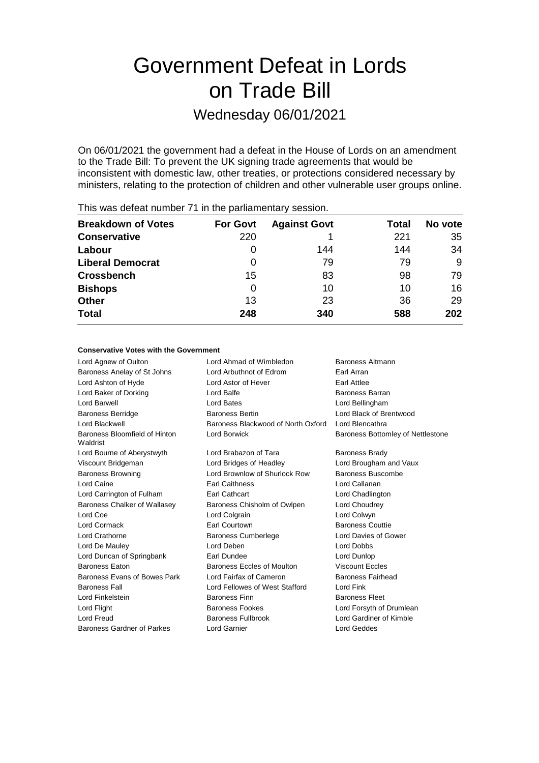# Government Defeat in Lords on Trade Bill

## Wednesday 06/01/2021

On 06/01/2021 the government had a defeat in the House of Lords on an amendment to the Trade Bill: To prevent the UK signing trade agreements that would be inconsistent with domestic law, other treaties, or protections considered necessary by ministers, relating to the protection of children and other vulnerable user groups online.

This was defeat number 71 in the parliamentary session.

| Breakdown of Votes | For Govt | Against Govt | Total | No vote |
|---|---|---|---|---|
| **Conservative** | 220 | 1 | 221 | 35 |
| **Labour** | 0 | 144 | 144 | 34 |
| **Liberal Democrat** | 0 | 79 | 79 | 9 |
| **Crossbench** | 15 | 83 | 98 | 79 |
| **Bishops** | 0 | 10 | 10 | 16 |
| **Other** | 13 | 23 | 36 | 29 |
| **Total** | **248** | **340** | **588** | **202** |

**Conservative Votes with the Government**

| | | |
|---|---|---|
| Lord Agnew of Oulton | Lord Ahmad of Wimbledon | Baroness Altmann |
| Baroness Anelay of St Johns | Lord Arbuthnot of Edrom | Earl Arran |
| Lord Ashton of Hyde | Lord Astor of Hever | Earl Attlee |
| Lord Baker of Dorking | Lord Balfe | Baroness Barran |
| Lord Barwell | Lord Bates | Lord Bellingham |
| Baroness Berridge | Baroness Bertin | Lord Black of Brentwood |
| Lord Blackwell | Baroness Blackwood of North Oxford | Lord Blencathra |
| Baroness Bloomfield of Hinton Waldrist | Lord Borwick | Baroness Bottomley of Nettlestone |
| Lord Bourne of Aberystwyth | Lord Brabazon of Tara | Baroness Brady |
| Viscount Bridgeman | Lord Bridges of Headley | Lord Brougham and Vaux |
| Baroness Browning | Lord Brownlow of Shurlock Row | Baroness Buscombe |
| Lord Caine | Earl Caithness | Lord Callanan |
| Lord Carrington of Fulham | Earl Cathcart | Lord Chadlington |
| Baroness Chalker of Wallasey | Baroness Chisholm of Owlpen | Lord Choudrey |
| Lord Coe | Lord Colgrain | Lord Colwyn |
| Lord Cormack | Earl Courtown | Baroness Couttie |
| Lord Crathorne | Baroness Cumberlege | Lord Davies of Gower |
| Lord De Mauley | Lord Deben | Lord Dobbs |
| Lord Duncan of Springbank | Earl Dundee | Lord Dunlop |
| Baroness Eaton | Baroness Eccles of Moulton | Viscount Eccles |
| Baroness Evans of Bowes Park | Lord Fairfax of Cameron | Baroness Fairhead |
| Baroness Fall | Lord Fellowes of West Stafford | Lord Fink |
| Lord Finkelstein | Baroness Finn | Baroness Fleet |
| Lord Flight | Baroness Fookes | Lord Forsyth of Drumlean |
| Lord Freud | Baroness Fullbrook | Lord Gardiner of Kimble |
| Baroness Gardner of Parkes | Lord Garnier | Lord Geddes |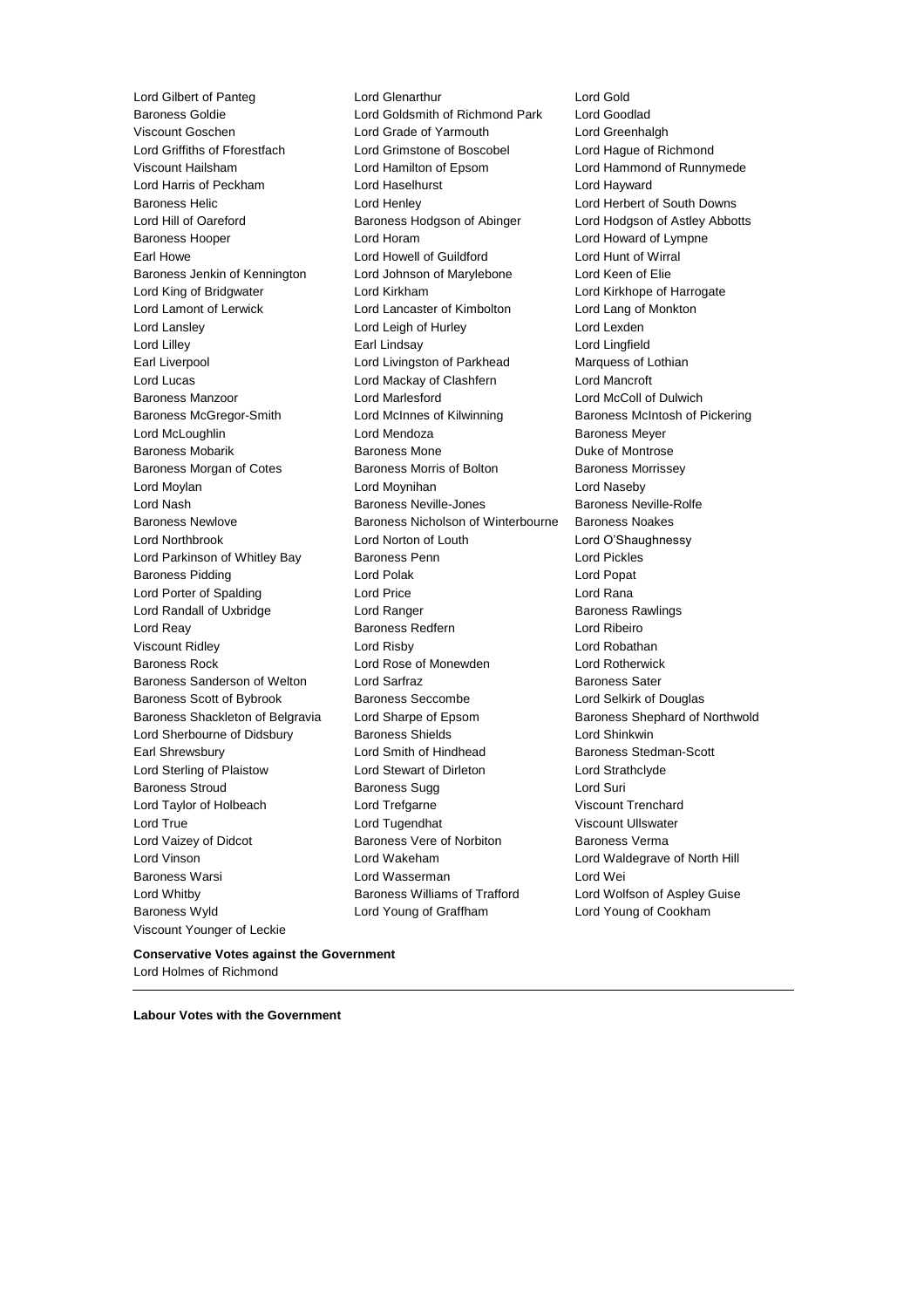Lord Gilbert of Panteg
Lord Glenarthur
Lord Gold
Baroness Goldie
Lord Goldsmith of Richmond Park
Lord Goodlad
Viscount Goschen
Lord Grade of Yarmouth
Lord Greenhalgh
Lord Griffiths of Fforestfach
Lord Grimstone of Boscobel
Lord Hague of Richmond
Viscount Hailsham
Lord Hamilton of Epsom
Lord Hammond of Runnymede
Lord Harris of Peckham
Lord Haselhurst
Lord Hayward
Baroness Helic
Lord Henley
Lord Herbert of South Downs
Lord Hill of Oareford
Baroness Hodgson of Abinger
Lord Hodgson of Astley Abbotts
Baroness Hooper
Lord Horam
Lord Howard of Lympne
Earl Howe
Lord Howell of Guildford
Lord Hunt of Wirral
Baroness Jenkin of Kennington
Lord Johnson of Marylebone
Lord Keen of Elie
Lord King of Bridgwater
Lord Kirkham
Lord Kirkhope of Harrogate
Lord Lamont of Lerwick
Lord Lancaster of Kimbolton
Lord Lang of Monkton
Lord Lansley
Lord Leigh of Hurley
Lord Lexden
Lord Lilley
Earl Lindsay
Lord Lingfield
Earl Liverpool
Lord Livingston of Parkhead
Marquess of Lothian
Lord Lucas
Lord Mackay of Clashfern
Lord Mancroft
Baroness Manzoor
Lord Marlesford
Lord McColl of Dulwich
Baroness McGregor-Smith
Lord McInnes of Kilwinning
Baroness McIntosh of Pickering
Lord McLoughlin
Lord Mendoza
Baroness Meyer
Baroness Mobarik
Baroness Mone
Duke of Montrose
Baroness Morgan of Cotes
Baroness Morris of Bolton
Baroness Morrissey
Lord Moylan
Lord Moynihan
Lord Naseby
Lord Nash
Baroness Neville-Jones
Baroness Neville-Rolfe
Baroness Newlove
Baroness Nicholson of Winterbourne
Baroness Noakes
Lord Northbrook
Lord Norton of Louth
Lord O'Shaughnessy
Lord Parkinson of Whitley Bay
Baroness Penn
Lord Pickles
Baroness Pidding
Lord Polak
Lord Popat
Lord Porter of Spalding
Lord Price
Lord Rana
Lord Randall of Uxbridge
Lord Ranger
Baroness Rawlings
Lord Reay
Baroness Redfern
Lord Ribeiro
Viscount Ridley
Lord Risby
Lord Robathan
Baroness Rock
Lord Rose of Monewden
Lord Rotherwick
Baroness Sanderson of Welton
Lord Sarfraz
Baroness Sater
Baroness Scott of Bybrook
Baroness Seccombe
Lord Selkirk of Douglas
Baroness Shackleton of Belgravia
Lord Sharpe of Epsom
Baroness Shephard of Northwold
Lord Sherbourne of Didsbury
Baroness Shields
Lord Shinkwin
Earl Shrewsbury
Lord Smith of Hindhead
Baroness Stedman-Scott
Lord Sterling of Plaistow
Lord Stewart of Dirleton
Lord Strathclyde
Baroness Stroud
Baroness Sugg
Lord Suri
Lord Taylor of Holbeach
Lord Trefgarne
Viscount Trenchard
Lord True
Lord Tugendhat
Viscount Ullswater
Lord Vaizey of Didcot
Baroness Vere of Norbiton
Baroness Verma
Lord Vinson
Lord Wakeham
Lord Waldegrave of North Hill
Baroness Warsi
Lord Wasserman
Lord Wei
Lord Whitby
Baroness Williams of Trafford
Lord Wolfson of Aspley Guise
Baroness Wyld
Lord Young of Graffham
Lord Young of Cookham
Viscount Younger of Leckie

**Conservative Votes against the Government**

Lord Holmes of Richmond

---

**Labour Votes with the Government**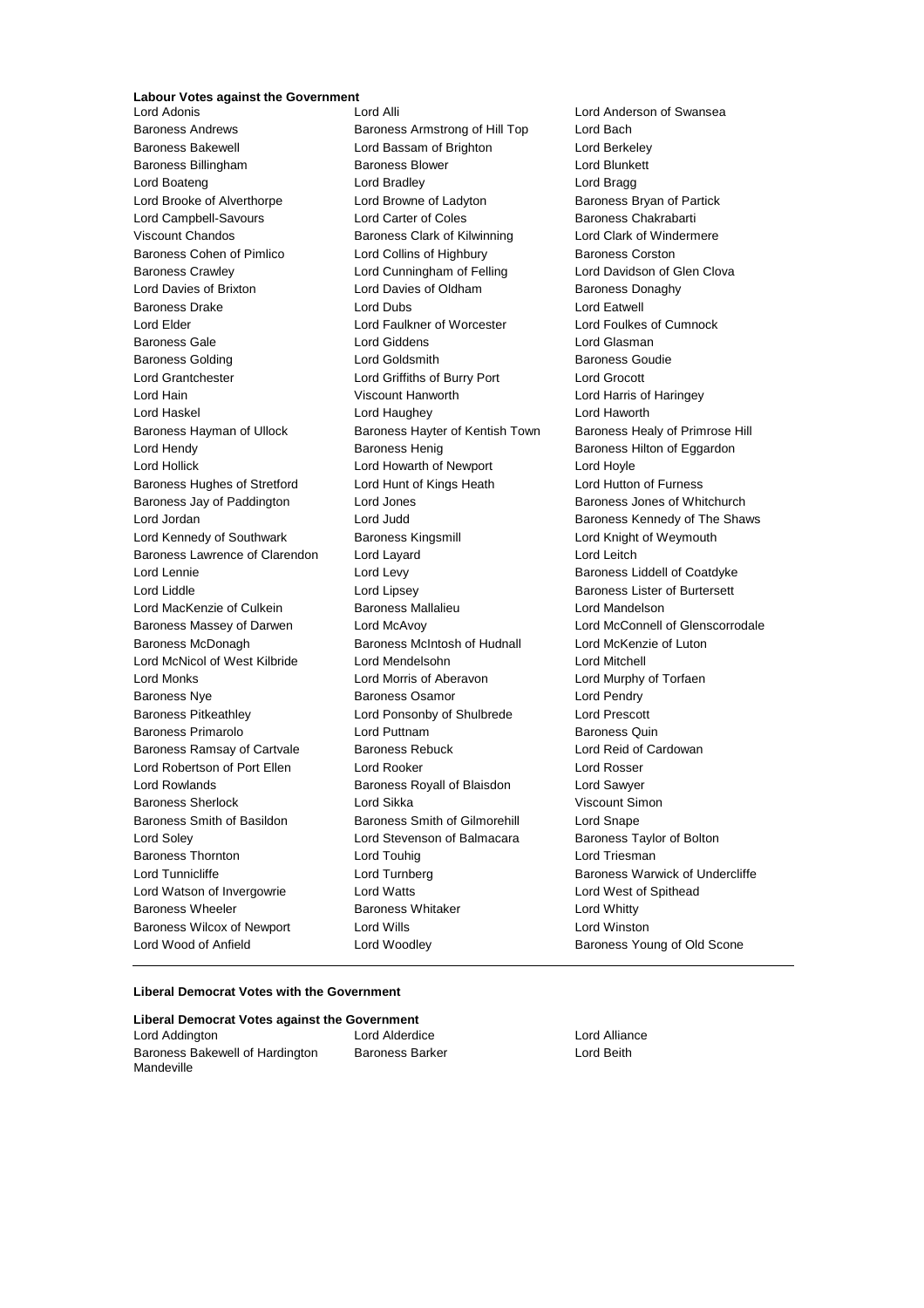**Labour Votes against the Government**

Lord Adonis
Lord Alli
Lord Anderson of Swansea
Baroness Andrews
Baroness Armstrong of Hill Top
Lord Bach
Baroness Bakewell
Lord Bassam of Brighton
Lord Berkeley
Baroness Billingham
Baroness Blower
Lord Blunkett
Lord Boateng
Lord Bradley
Lord Bragg
Lord Brooke of Alverthorpe
Lord Browne of Ladyton
Baroness Bryan of Partick
Lord Campbell-Savours
Lord Carter of Coles
Baroness Chakrabarti
Viscount Chandos
Baroness Clark of Kilwinning
Lord Clark of Windermere
Baroness Cohen of Pimlico
Lord Collins of Highbury
Baroness Corston
Baroness Crawley
Lord Cunningham of Felling
Lord Davidson of Glen Clova
Lord Davies of Brixton
Lord Davies of Oldham
Baroness Donaghy
Baroness Drake
Lord Dubs
Lord Eatwell
Lord Elder
Lord Faulkner of Worcester
Lord Foulkes of Cumnock
Baroness Gale
Lord Giddens
Lord Glasman
Baroness Golding
Lord Goldsmith
Baroness Goudie
Lord Grantchester
Lord Griffiths of Burry Port
Lord Grocott
Lord Hain
Viscount Hanworth
Lord Harris of Haringey
Lord Haskel
Lord Haughey
Lord Haworth
Baroness Hayman of Ullock
Baroness Hayter of Kentish Town
Baroness Healy of Primrose Hill
Lord Hendy
Baroness Henig
Baroness Hilton of Eggardon
Lord Hollick
Lord Howarth of Newport
Lord Hoyle
Baroness Hughes of Stretford
Lord Hunt of Kings Heath
Lord Hutton of Furness
Baroness Jay of Paddington
Lord Jones
Baroness Jones of Whitchurch
Lord Jordan
Lord Judd
Baroness Kennedy of The Shaws
Lord Kennedy of Southwark
Baroness Kingsmill
Lord Knight of Weymouth
Baroness Lawrence of Clarendon
Lord Layard
Lord Leitch
Lord Lennie
Lord Levy
Baroness Liddell of Coatdyke
Lord Liddle
Lord Lipsey
Baroness Lister of Burtersett
Lord MacKenzie of Culkein
Baroness Mallalieu
Lord Mandelson
Baroness Massey of Darwen
Lord McAvoy
Lord McConnell of Glenscorrodale
Baroness McDonagh
Baroness McIntosh of Hudnall
Lord McKenzie of Luton
Lord McNicol of West Kilbride
Lord Mendelsohn
Lord Mitchell
Lord Monks
Lord Morris of Aberavon
Lord Murphy of Torfaen
Baroness Nye
Baroness Osamor
Lord Pendry
Baroness Pitkeathley
Lord Ponsonby of Shulbrede
Lord Prescott
Baroness Primarolo
Lord Puttnam
Baroness Quin
Baroness Ramsay of Cartvale
Baroness Rebuck
Lord Reid of Cardowan
Lord Robertson of Port Ellen
Lord Rooker
Lord Rosser
Lord Rowlands
Baroness Royall of Blaisdon
Lord Sawyer
Baroness Sherlock
Lord Sikka
Viscount Simon
Baroness Smith of Basildon
Baroness Smith of Gilmorehill
Lord Snape
Lord Soley
Lord Stevenson of Balmacara
Baroness Taylor of Bolton
Baroness Thornton
Lord Touhig
Lord Triesman
Lord Tunnicliffe
Lord Turnberg
Baroness Warwick of Undercliffe
Lord Watson of Invergowrie
Lord Watts
Lord West of Spithead
Baroness Wheeler
Baroness Whitaker
Lord Whitty
Baroness Wilcox of Newport
Lord Wills
Lord Winston
Lord Wood of Anfield
Lord Woodley
Baroness Young of Old Scone

---

**Liberal Democrat Votes with the Government**

**Liberal Democrat Votes against the Government**

Lord Addington
Lord Alderdice
Lord Alliance
Baroness Bakewell of Hardington Mandeville
Baroness Barker
Lord Beith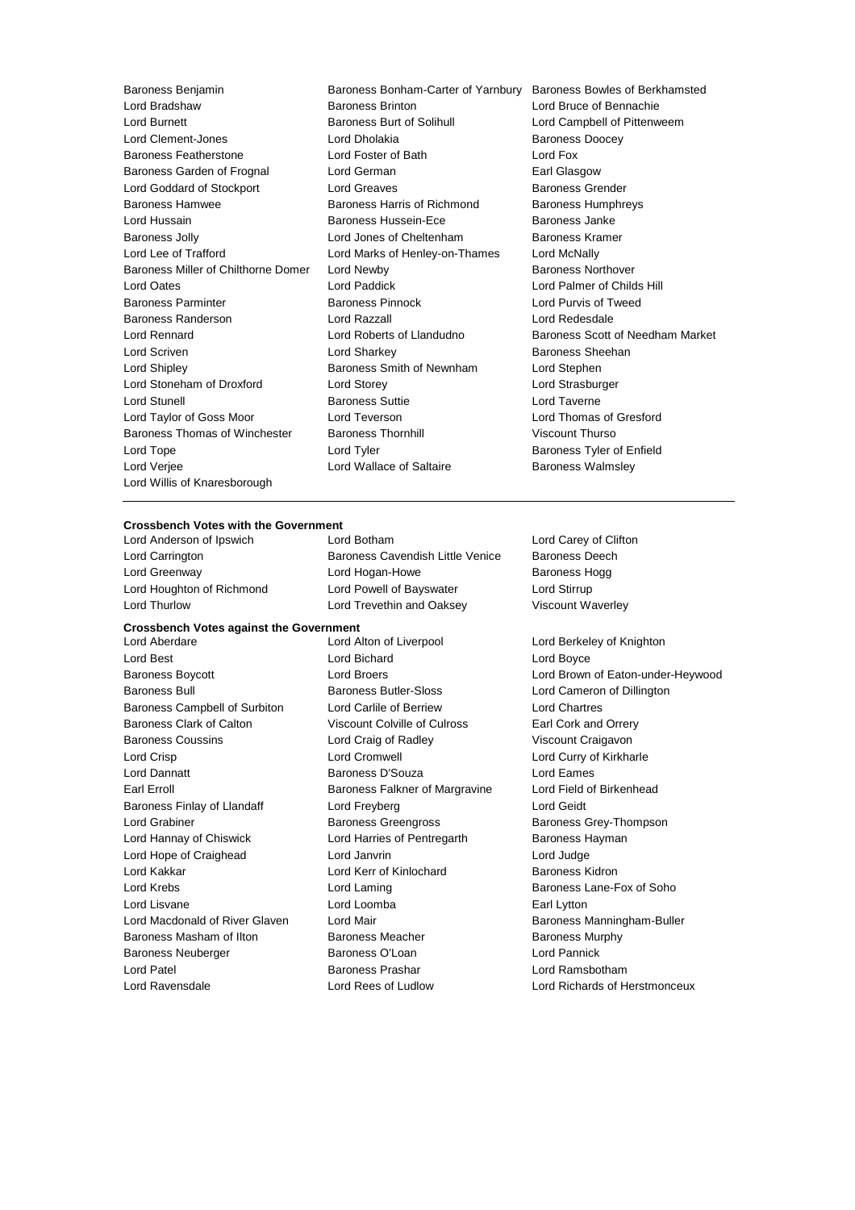Baroness Benjamin Baroness Bonham-Carter of Yarnbury Baroness Bowles of Berkhamsted
Lord Bradshaw Baroness Brinton Lord Bruce of Bennachie
Lord Burnett Baroness Burt of Solihull Lord Campbell of Pittenweem
Lord Clement-Jones Lord Dholakia Baroness Doocey
Baroness Featherstone Lord Foster of Bath Lord Fox
Baroness Garden of Frognal Lord German Earl Glasgow
Lord Goddard of Stockport Lord Greaves Baroness Grender
Baroness Hamwee Baroness Harris of Richmond Baroness Humphreys
Lord Hussain Baroness Hussein-Ece Baroness Janke
Baroness Jolly Lord Jones of Cheltenham Baroness Kramer
Lord Lee of Trafford Lord Marks of Henley-on-Thames Lord McNally
Baroness Miller of Chilthorne Domer Lord Newby Baroness Northover
Lord Oates Lord Paddick Lord Palmer of Childs Hill
Baroness Parminter Baroness Pinnock Lord Purvis of Tweed
Baroness Randerson Lord Razzall Lord Redesdale
Lord Rennard Lord Roberts of Llandudno Baroness Scott of Needham Market
Lord Scriven Lord Sharkey Baroness Sheehan
Lord Shipley Baroness Smith of Newnham Lord Stephen
Lord Stoneham of Droxford Lord Storey Lord Strasburger
Lord Stunell Baroness Suttie Lord Taverne
Lord Taylor of Goss Moor Lord Teverson Lord Thomas of Gresford
Baroness Thomas of Winchester Baroness Thornhill Viscount Thurso
Lord Tope Lord Tyler Baroness Tyler of Enfield
Lord Verjee Lord Wallace of Saltaire Baroness Walmsley
Lord Willis of Knaresborough

---

**Crossbench Votes with the Government**

Lord Anderson of Ipswich Lord Botham Lord Carey of Clifton
Lord Carrington Baroness Cavendish Little Venice Baroness Deech
Lord Greenway Lord Hogan-Howe Baroness Hogg
Lord Houghton of Richmond Lord Powell of Bayswater Lord Stirrup
Lord Thurlow Lord Trevethin and Oaksey Viscount Waverley

**Crossbench Votes against the Government**

Lord Aberdare Lord Alton of Liverpool Lord Berkeley of Knighton
Lord Best Lord Bichard Lord Boyce
Baroness Boycott Lord Broers Lord Brown of Eaton-under-Heywood
Baroness Bull Baroness Butler-Sloss Lord Cameron of Dillington
Baroness Campbell of Surbiton Lord Carlile of Berriew Lord Chartres
Baroness Clark of Calton Viscount Colville of Culross Earl Cork and Orrery
Baroness Coussins Lord Craig of Radley Viscount Craigavon
Lord Crisp Lord Cromwell Lord Curry of Kirkharle
Lord Dannatt Baroness D'Souza Lord Eames
Earl Erroll Baroness Falkner of Margravine Lord Field of Birkenhead
Baroness Finlay of Llandaff Lord Freyberg Lord Geidt
Lord Grabiner Baroness Greengross Baroness Grey-Thompson
Lord Hannay of Chiswick Lord Harries of Pentregarth Baroness Hayman
Lord Hope of Craighead Lord Janvrin Lord Judge
Lord Kakkar Lord Kerr of Kinlochard Baroness Kidron
Lord Krebs Lord Laming Baroness Lane-Fox of Soho
Lord Lisvane Lord Loomba Earl Lytton
Lord Macdonald of River Glaven Lord Mair Baroness Manningham-Buller
Baroness Masham of Ilton Baroness Meacher Baroness Murphy
Baroness Neuberger Baroness O'Loan Lord Pannick
Lord Patel Baroness Prashar Lord Ramsbotham
Lord Ravensdale Lord Rees of Ludlow Lord Richards of Herstmonceux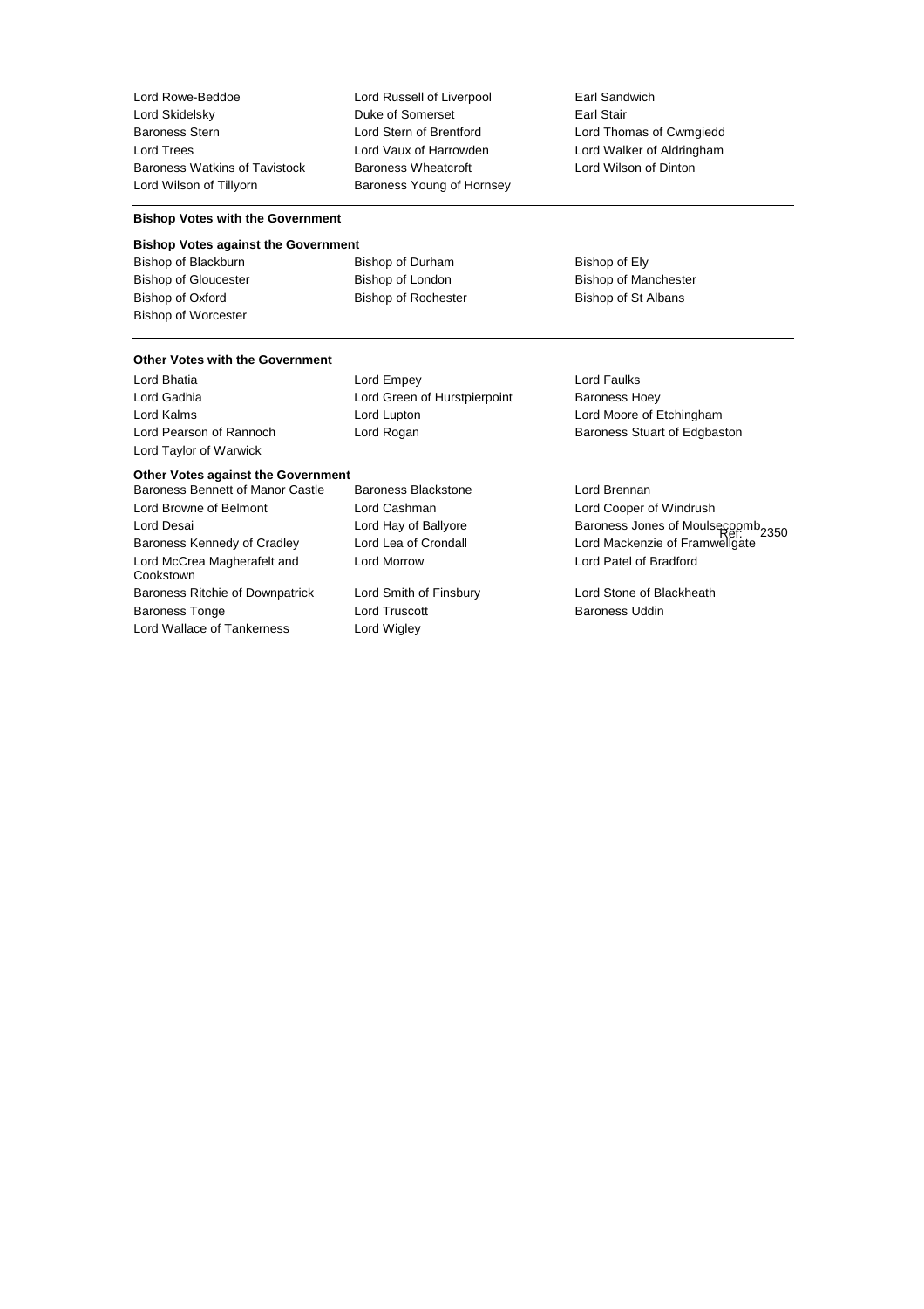Lord Rowe-Beddoe
Lord Russell of Liverpool
Earl Sandwich
Lord Skidelsky
Duke of Somerset
Earl Stair
Baroness Stern
Lord Stern of Brentford
Lord Thomas of Cwmgiedd
Lord Trees
Lord Vaux of Harrowden
Lord Walker of Aldringham
Baroness Watkins of Tavistock
Baroness Wheatcroft
Lord Wilson of Dinton
Lord Wilson of Tillyorn
Baroness Young of Hornsey

**Bishop Votes with the Government**

**Bishop Votes against the Government**

Bishop of Blackburn
Bishop of Durham
Bishop of Ely
Bishop of Gloucester
Bishop of London
Bishop of Manchester
Bishop of Oxford
Bishop of Rochester
Bishop of St Albans
Bishop of Worcester

**Other Votes with the Government**

Lord Bhatia
Lord Empey
Lord Faulks
Lord Gadhia
Lord Green of Hurstpierpoint
Baroness Hoey
Lord Kalms
Lord Lupton
Lord Moore of Etchingham
Lord Pearson of Rannoch
Lord Rogan
Baroness Stuart of Edgbaston
Lord Taylor of Warwick

**Other Votes against the Government**

Baroness Bennett of Manor Castle
Baroness Blackstone
Lord Brennan
Lord Browne of Belmont
Lord Cashman
Lord Cooper of Windrush
Lord Desai
Lord Hay of Ballyore
Baroness Jones of Moulsecoomb
Baroness Kennedy of Cradley
Lord Lea of Crondall
Lord Mackenzie of Framwellgate
Lord McCrea Magherafelt and Cookstown
Lord Morrow
Lord Patel of Bradford
Baroness Ritchie of Downpatrick
Lord Smith of Finsbury
Lord Stone of Blackheath
Baroness Tonge
Lord Truscott
Baroness Uddin
Lord Wallace of Tankerness
Lord Wigley

Ref: 2350